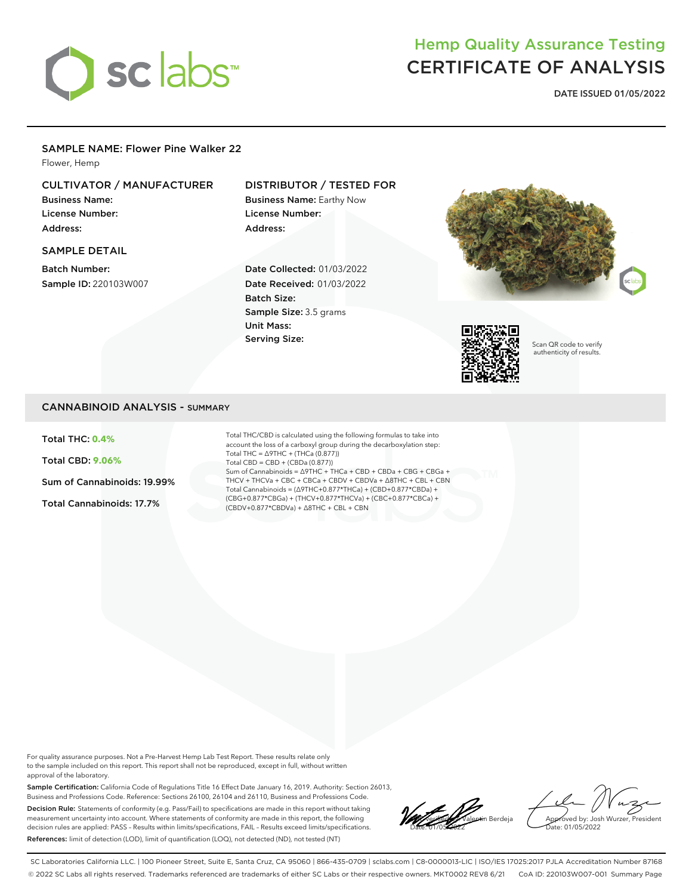# Hemp Quality Assurance Testing
# CERTIFICATE OF ANALYSIS

**DATE ISSUED 01/05/2022**

## SAMPLE NAME: Flower Pine Walker 22

Flower, Hemp

### CULTIVATOR / MANUFACTURER

**Business Name:**
**License Number:**
**Address:**

### DISTRIBUTOR / TESTED FOR

**Business Name:** Earthy Now
**License Number:**
**Address:**

### SAMPLE DETAIL

**Batch Number:**
**Sample ID:** 220103W007

**Date Collected:** 01/03/2022
**Date Received:** 01/03/2022
**Batch Size:**
**Sample Size:** 3.5 grams
**Unit Mass:**
**Serving Size:**

Scan QR code to verify authenticity of results.

## CANNABINOID ANALYSIS - SUMMARY

**Total THC: 0.4%**

**Total CBD: 9.06%**

**Sum of Cannabinoids: 19.99%**

**Total Cannabinoids: 17.7%**

Total THC/CBD is calculated using the following formulas to take into account the loss of a carboxyl group during the decarboxylation step:
Total THC = Δ9THC + (THCa (0.877))
Total CBD = CBD + (CBDa (0.877))
Sum of Cannabinoids = Δ9THC + THCa + CBD + CBDa + CBG + CBGa + THCV + THCVa + CBC + CBCa + CBDV + CBDVa + Δ8THC + CBL + CBN
Total Cannabinoids = (Δ9THC+0.877*THCa) + (CBD+0.877*CBDa) + (CBG+0.877*CBGa) + (THCV+0.877*THCVa) + (CBC+0.877*CBCa) + (CBDV+0.877*CBDVa) + Δ8THC + CBL + CBN

For quality assurance purposes. Not a Pre-Harvest Hemp Lab Test Report. These results relate only to the sample included on this report. This report shall not be reproduced, except in full, without written approval of the laboratory.

**Sample Certification:** California Code of Regulations Title 16 Effect Date January 16, 2019. Authority: Section 26013, Business and Professions Code. Reference: Sections 26100, 26104 and 26110, Business and Professions Code.

**Decision Rule:** Statements of conformity (e.g. Pass/Fail) to specifications are made in this report without taking measurement uncertainty into account. Where statements of conformity are made in this report, the following decision rules are applied: PASS – Results within limits/specifications, FAIL – Results exceed limits/specifications.

**References:** limit of detection (LOD), limit of quantification (LOQ), not detected (ND), not tested (NT)

Verified by: Valentin Berdeja
Date: 01/05/2022

Approved by: Josh Wurzer, President
Date: 01/05/2022

SC Laboratories California LLC. | 100 Pioneer Street, Suite E, Santa Cruz, CA 95060 | 866-435-0709 | sclabs.com | C8-0000013-LIC | ISO/IES 17025:2017 PJLA Accreditation Number 87168
© 2022 SC Labs all rights reserved. Trademarks referenced are trademarks of either SC Labs or their respective owners. MKT0002 REV8 6/21 CoA ID: 220103W007-001 Summary Page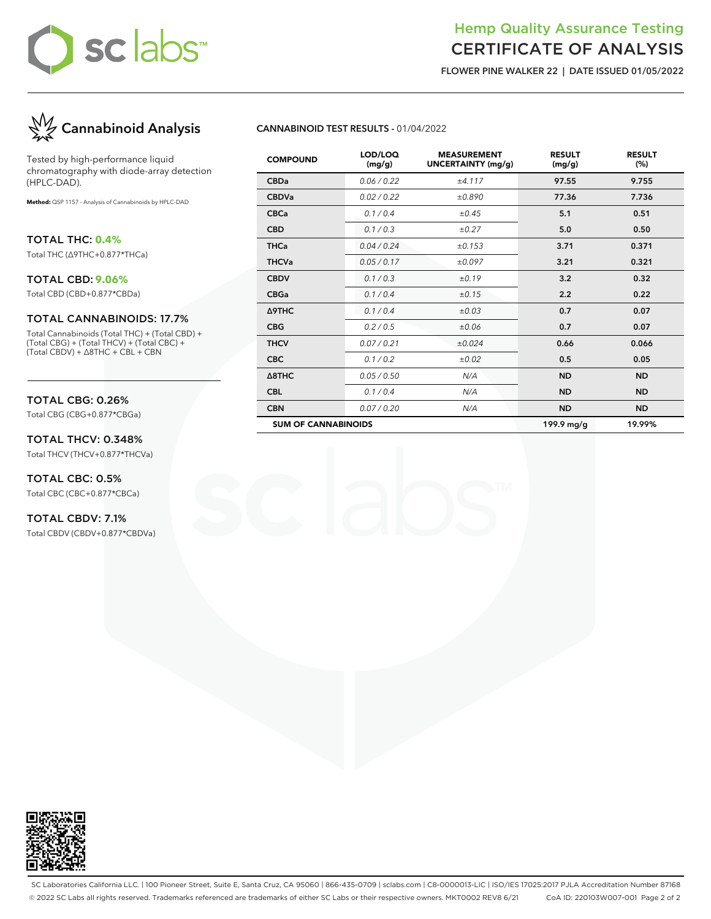# Hemp Quality Assurance Testing
# CERTIFICATE OF ANALYSIS

**FLOWER PINE WALKER 22 | DATE ISSUED 01/05/2022**

## Cannabinoid Analysis

Tested by high-performance liquid chromatography with diode-array detection (HPLC-DAD).

**Method:** QSP 1157 - Analysis of Cannabinoids by HPLC-DAD

### TOTAL THC: 0.4%

Total THC (Δ9THC+0.877*THCa)

### TOTAL CBD: 9.06%

Total CBD (CBD+0.877*CBDa)

### TOTAL CANNABINOIDS: 17.7%

Total Cannabinoids (Total THC) + (Total CBD) + (Total CBG) + (Total THCV) + (Total CBC) + (Total CBDV) + Δ8THC + CBL + CBN

### TOTAL CBG: 0.26%

Total CBG (CBG+0.877*CBGa)

### TOTAL THCV: 0.348%

Total THCV (THCV+0.877*THCVa)

### TOTAL CBC: 0.5%

Total CBC (CBC+0.877*CBCa)

### TOTAL CBDV: 7.1%

Total CBDV (CBDV+0.877*CBDVa)

**CANNABINOID TEST RESULTS** - 01/04/2022

| COMPOUND | LOD/LOQ (mg/g) | MEASUREMENT UNCERTAINTY (mg/g) | RESULT (mg/g) | RESULT (%) |
|---|---|---|---|---|
| CBDa | 0.06 / 0.22 | ±4.117 | 97.55 | 9.755 |
| CBDVa | 0.02 / 0.22 | ±0.890 | 77.36 | 7.736 |
| CBCa | 0.1 / 0.4 | ±0.45 | 5.1 | 0.51 |
| CBD | 0.1 / 0.3 | ±0.27 | 5.0 | 0.50 |
| THCa | 0.04 / 0.24 | ±0.153 | 3.71 | 0.371 |
| THCVa | 0.05 / 0.17 | ±0.097 | 3.21 | 0.321 |
| CBDV | 0.1 / 0.3 | ±0.19 | 3.2 | 0.32 |
| CBGa | 0.1 / 0.4 | ±0.15 | 2.2 | 0.22 |
| Δ9THC | 0.1 / 0.4 | ±0.03 | 0.7 | 0.07 |
| CBG | 0.2 / 0.5 | ±0.06 | 0.7 | 0.07 |
| THCV | 0.07 / 0.21 | ±0.024 | 0.66 | 0.066 |
| CBC | 0.1 / 0.2 | ±0.02 | 0.5 | 0.05 |
| Δ8THC | 0.05 / 0.50 | N/A | ND | ND |
| CBL | 0.1 / 0.4 | N/A | ND | ND |
| CBN | 0.07 / 0.20 | N/A | ND | ND |
| **SUM OF CANNABINOIDS** | | | 199.9 mg/g | 19.99% |

SC Laboratories California LLC. | 100 Pioneer Street, Suite E, Santa Cruz, CA 95060 | 866-435-0709 | sclabs.com | C8-0000013-LIC | ISO/IES 17025:2017 PJLA Accreditation Number 87168

© 2022 SC Labs all rights reserved. Trademarks referenced are trademarks of either SC Labs or their respective owners. MKT0002 REV8 6/21 CoA ID: 220103W007-001